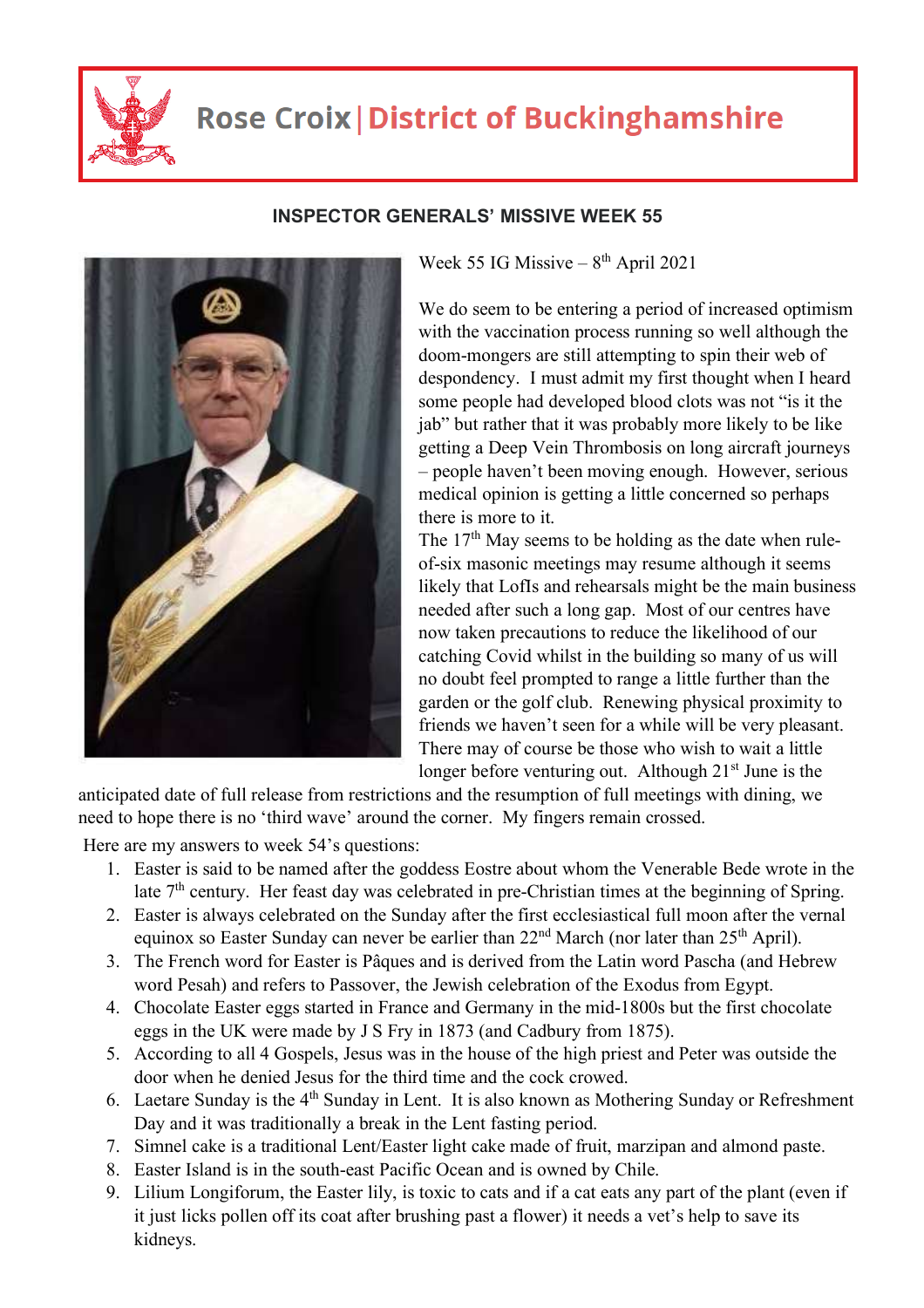# Rose Croix | District of Buckinghamshire

## INSPECTOR GENERALS' MISSIVE WEEK 55

Week 55 IG Missive – 8th April 2021

We do seem to be entering a period of increased optimism with the vaccination process running so well although the doom-mongers are still attempting to spin their web of despondency. I must admit my first thought when I heard some people had developed blood clots was not "is it the jab" but rather that it was probably more likely to be like getting a Deep Vein Thrombosis on long aircraft journeys – people haven't been moving enough. However, serious medical opinion is getting a little concerned so perhaps there is more to it.

The 17th May seems to be holding as the date when rule-of-six masonic meetings may resume although it seems likely that LofIs and rehearsals might be the main business needed after such a long gap. Most of our centres have now taken precautions to reduce the likelihood of our catching Covid whilst in the building so many of us will no doubt feel prompted to range a little further than the garden or the golf club. Renewing physical proximity to friends we haven't seen for a while will be very pleasant. There may of course be those who wish to wait a little longer before venturing out. Although 21st June is the anticipated date of full release from restrictions and the resumption of full meetings with dining, we need to hope there is no 'third wave' around the corner. My fingers remain crossed.

Here are my answers to week 54's questions:

1. Easter is said to be named after the goddess Eostre about whom the Venerable Bede wrote in the late 7th century. Her feast day was celebrated in pre-Christian times at the beginning of Spring.
2. Easter is always celebrated on the Sunday after the first ecclesiastical full moon after the vernal equinox so Easter Sunday can never be earlier than 22nd March (nor later than 25th April).
3. The French word for Easter is Pâques and is derived from the Latin word Pascha (and Hebrew word Pesah) and refers to Passover, the Jewish celebration of the Exodus from Egypt.
4. Chocolate Easter eggs started in France and Germany in the mid-1800s but the first chocolate eggs in the UK were made by J S Fry in 1873 (and Cadbury from 1875).
5. According to all 4 Gospels, Jesus was in the house of the high priest and Peter was outside the door when he denied Jesus for the third time and the cock crowed.
6. Laetare Sunday is the 4th Sunday in Lent. It is also known as Mothering Sunday or Refreshment Day and it was traditionally a break in the Lent fasting period.
7. Simnel cake is a traditional Lent/Easter light cake made of fruit, marzipan and almond paste.
8. Easter Island is in the south-east Pacific Ocean and is owned by Chile.
9. Lilium Longiforum, the Easter lily, is toxic to cats and if a cat eats any part of the plant (even if it just licks pollen off its coat after brushing past a flower) it needs a vet's help to save its kidneys.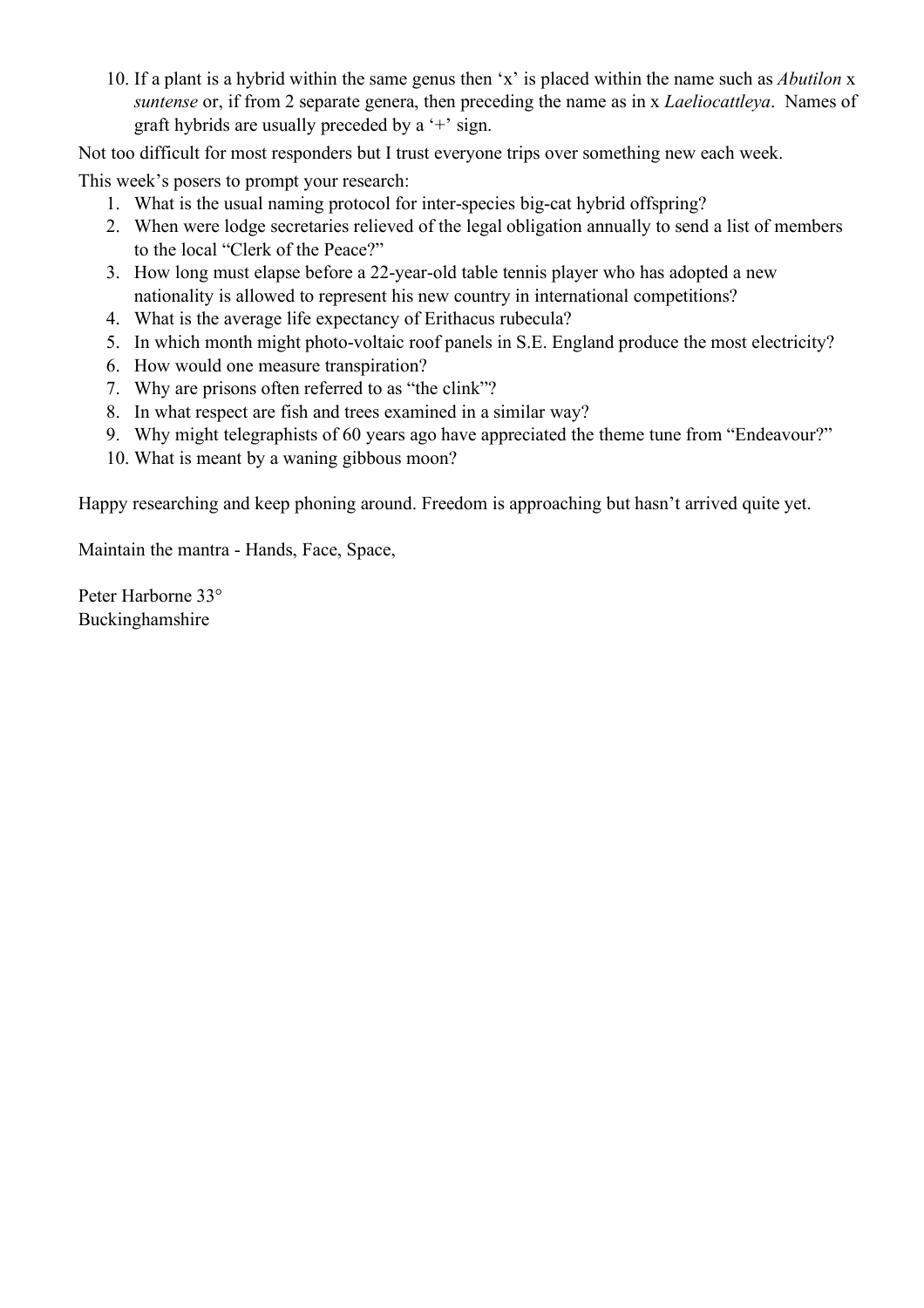10. If a plant is a hybrid within the same genus then ‘x’ is placed within the name such as *Abutilon* x *suntense* or, if from 2 separate genera, then preceding the name as in x *Laeliocattleya*. Names of graft hybrids are usually preceded by a ‘+’ sign.

Not too difficult for most responders but I trust everyone trips over something new each week.

This week’s posers to prompt your research:

1. What is the usual naming protocol for inter-species big-cat hybrid offspring?
2. When were lodge secretaries relieved of the legal obligation annually to send a list of members to the local “Clerk of the Peace?”
3. How long must elapse before a 22-year-old table tennis player who has adopted a new nationality is allowed to represent his new country in international competitions?
4. What is the average life expectancy of Erithacus rubecula?
5. In which month might photo-voltaic roof panels in S.E. England produce the most electricity?
6. How would one measure transpiration?
7. Why are prisons often referred to as “the clink”?
8. In what respect are fish and trees examined in a similar way?
9. Why might telegraphists of 60 years ago have appreciated the theme tune from “Endeavour?”
10. What is meant by a waning gibbous moon?

Happy researching and keep phoning around. Freedom is approaching but hasn’t arrived quite yet.

Maintain the mantra - Hands, Face, Space,

Peter Harborne 33°
Buckinghamshire